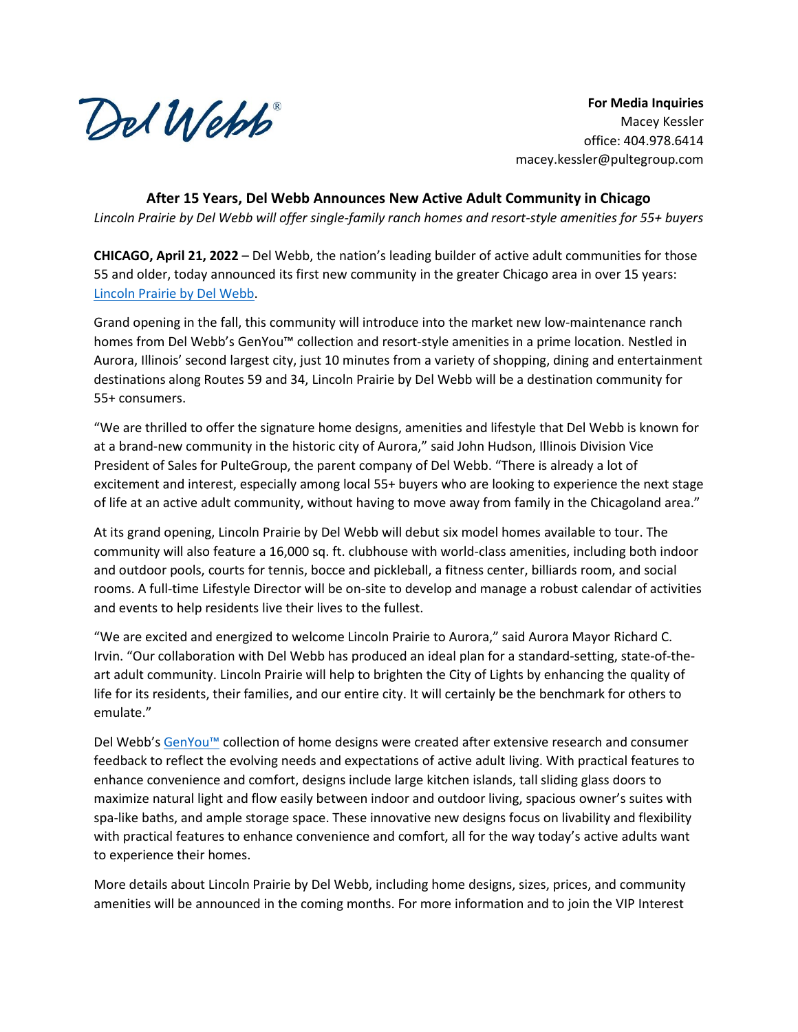Del Webb®

**For Media Inquiries**
Macey Kessler
office: 404.978.6414
macey.kessler@pultegroup.com

## After 15 Years, Del Webb Announces New Active Adult Community in Chicago

*Lincoln Prairie by Del Webb will offer single-family ranch homes and resort-style amenities for 55+ buyers*

**CHICAGO, April 21, 2022** – Del Webb, the nation's leading builder of active adult communities for those 55 and older, today announced its first new community in the greater Chicago area in over 15 years: [Lincoln Prairie by Del Webb](#).

Grand opening in the fall, this community will introduce into the market new low-maintenance ranch homes from Del Webb's GenYou™ collection and resort-style amenities in a prime location. Nestled in Aurora, Illinois' second largest city, just 10 minutes from a variety of shopping, dining and entertainment destinations along Routes 59 and 34, Lincoln Prairie by Del Webb will be a destination community for 55+ consumers.

"We are thrilled to offer the signature home designs, amenities and lifestyle that Del Webb is known for at a brand-new community in the historic city of Aurora," said John Hudson, Illinois Division Vice President of Sales for PulteGroup, the parent company of Del Webb. "There is already a lot of excitement and interest, especially among local 55+ buyers who are looking to experience the next stage of life at an active adult community, without having to move away from family in the Chicagoland area."

At its grand opening, Lincoln Prairie by Del Webb will debut six model homes available to tour. The community will also feature a 16,000 sq. ft. clubhouse with world-class amenities, including both indoor and outdoor pools, courts for tennis, bocce and pickleball, a fitness center, billiards room, and social rooms. A full-time Lifestyle Director will be on-site to develop and manage a robust calendar of activities and events to help residents live their lives to the fullest.

"We are excited and energized to welcome Lincoln Prairie to Aurora," said Aurora Mayor Richard C. Irvin. "Our collaboration with Del Webb has produced an ideal plan for a standard-setting, state-of-the-art adult community. Lincoln Prairie will help to brighten the City of Lights by enhancing the quality of life for its residents, their families, and our entire city. It will certainly be the benchmark for others to emulate."

Del Webb's [GenYou™](#) collection of home designs were created after extensive research and consumer feedback to reflect the evolving needs and expectations of active adult living. With practical features to enhance convenience and comfort, designs include large kitchen islands, tall sliding glass doors to maximize natural light and flow easily between indoor and outdoor living, spacious owner's suites with spa-like baths, and ample storage space. These innovative new designs focus on livability and flexibility with practical features to enhance convenience and comfort, all for the way today's active adults want to experience their homes.

More details about Lincoln Prairie by Del Webb, including home designs, sizes, prices, and community amenities will be announced in the coming months. For more information and to join the VIP Interest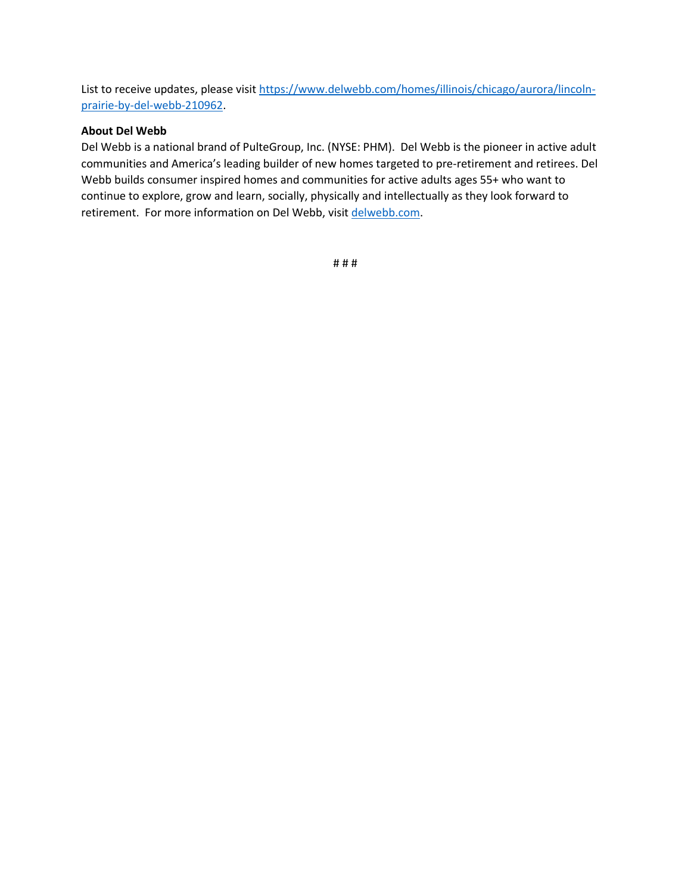List to receive updates, please visit [https://www.delwebb.com/homes/illinois/chicago/aurora/lincoln-prairie-by-del-webb-210962](https://www.delwebb.com/homes/illinois/chicago/aurora/lincoln-prairie-by-del-webb-210962).

**About Del Webb**

Del Webb is a national brand of PulteGroup, Inc. (NYSE: PHM). Del Webb is the pioneer in active adult communities and America's leading builder of new homes targeted to pre-retirement and retirees. Del Webb builds consumer inspired homes and communities for active adults ages 55+ who want to continue to explore, grow and learn, socially, physically and intellectually as they look forward to retirement. For more information on Del Webb, visit [delwebb.com](delwebb.com).

# # #